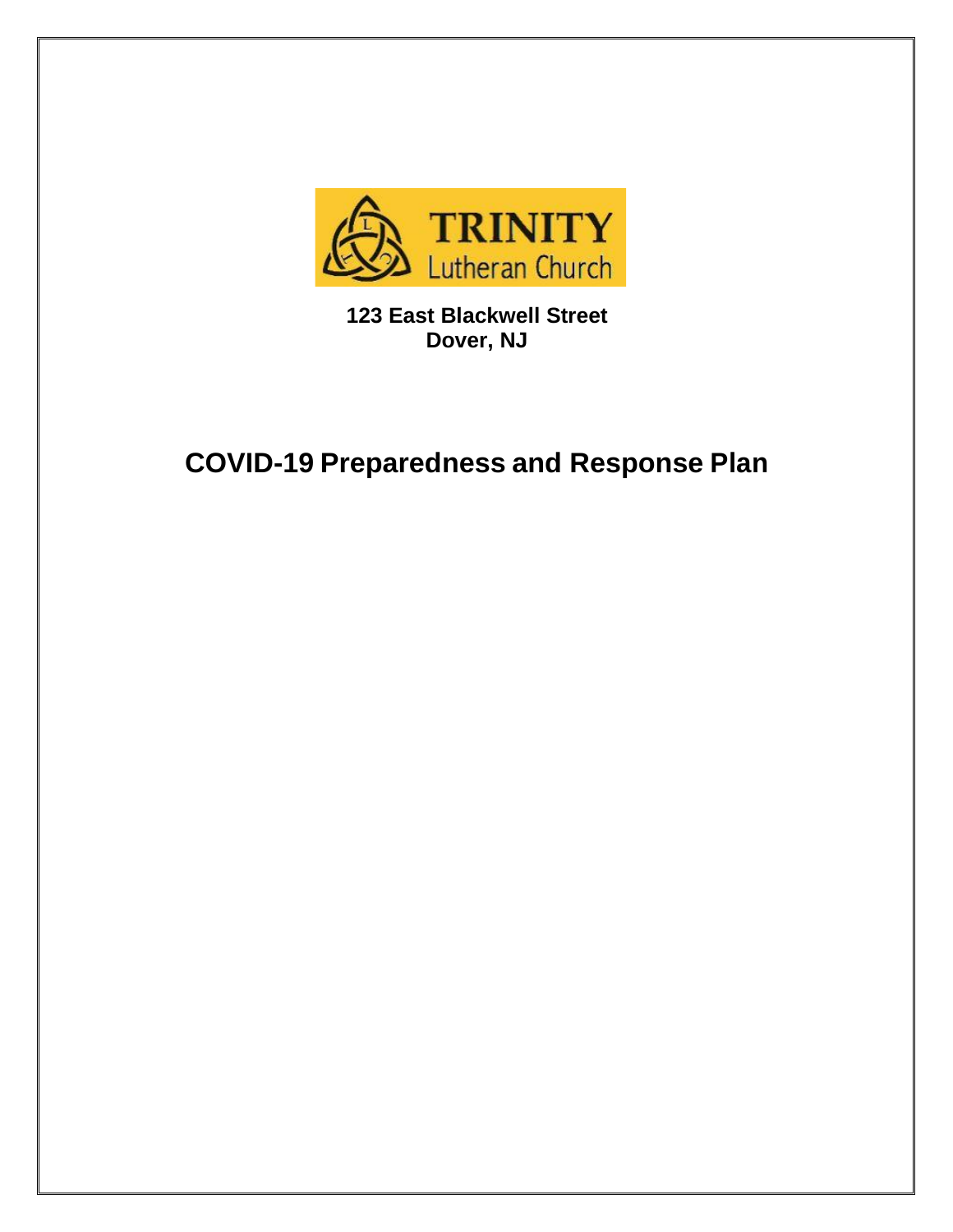TRINITY
Lutheran Church

**123 East Blackwell Street**
**Dover, NJ**

# COVID-19 Preparedness and Response Plan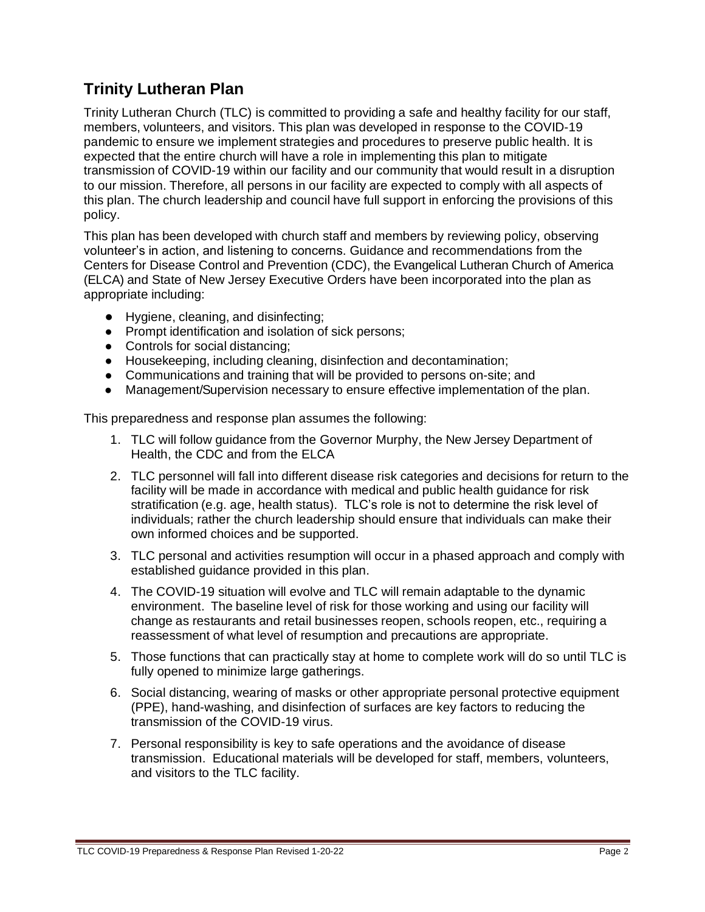## Trinity Lutheran Plan

Trinity Lutheran Church (TLC) is committed to providing a safe and healthy facility for our staff, members, volunteers, and visitors. This plan was developed in response to the COVID-19 pandemic to ensure we implement strategies and procedures to preserve public health. It is expected that the entire church will have a role in implementing this plan to mitigate transmission of COVID-19 within our facility and our community that would result in a disruption to our mission. Therefore, all persons in our facility are expected to comply with all aspects of this plan. The church leadership and council have full support in enforcing the provisions of this policy.

This plan has been developed with church staff and members by reviewing policy, observing volunteer's in action, and listening to concerns. Guidance and recommendations from the Centers for Disease Control and Prevention (CDC), the Evangelical Lutheran Church of America (ELCA) and State of New Jersey Executive Orders have been incorporated into the plan as appropriate including:

- Hygiene, cleaning, and disinfecting;
- Prompt identification and isolation of sick persons;
- Controls for social distancing;
- Housekeeping, including cleaning, disinfection and decontamination;
- Communications and training that will be provided to persons on-site; and
- Management/Supervision necessary to ensure effective implementation of the plan.

This preparedness and response plan assumes the following:

1. TLC will follow guidance from the Governor Murphy, the New Jersey Department of Health, the CDC and from the ELCA
2. TLC personnel will fall into different disease risk categories and decisions for return to the facility will be made in accordance with medical and public health guidance for risk stratification (e.g. age, health status). TLC's role is not to determine the risk level of individuals; rather the church leadership should ensure that individuals can make their own informed choices and be supported.
3. TLC personal and activities resumption will occur in a phased approach and comply with established guidance provided in this plan.
4. The COVID-19 situation will evolve and TLC will remain adaptable to the dynamic environment. The baseline level of risk for those working and using our facility will change as restaurants and retail businesses reopen, schools reopen, etc., requiring a reassessment of what level of resumption and precautions are appropriate.
5. Those functions that can practically stay at home to complete work will do so until TLC is fully opened to minimize large gatherings.
6. Social distancing, wearing of masks or other appropriate personal protective equipment (PPE), hand-washing, and disinfection of surfaces are key factors to reducing the transmission of the COVID-19 virus.
7. Personal responsibility is key to safe operations and the avoidance of disease transmission. Educational materials will be developed for staff, members, volunteers, and visitors to the TLC facility.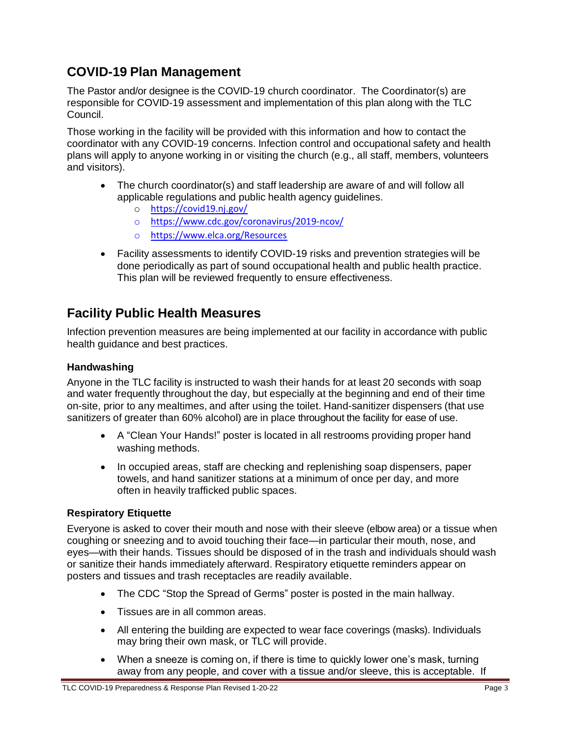## COVID-19 Plan Management

The Pastor and/or designee is the COVID-19 church coordinator. The Coordinator(s) are responsible for COVID-19 assessment and implementation of this plan along with the TLC Council.

Those working in the facility will be provided with this information and how to contact the coordinator with any COVID-19 concerns. Infection control and occupational safety and health plans will apply to anyone working in or visiting the church (e.g., all staff, members, volunteers and visitors).

- The church coordinator(s) and staff leadership are aware of and will follow all applicable regulations and public health agency guidelines.
  - https://covid19.nj.gov/
  - https://www.cdc.gov/coronavirus/2019-ncov/
  - https://www.elca.org/Resources
- Facility assessments to identify COVID-19 risks and prevention strategies will be done periodically as part of sound occupational health and public health practice. This plan will be reviewed frequently to ensure effectiveness.

## Facility Public Health Measures

Infection prevention measures are being implemented at our facility in accordance with public health guidance and best practices.

### Handwashing

Anyone in the TLC facility is instructed to wash their hands for at least 20 seconds with soap and water frequently throughout the day, but especially at the beginning and end of their time on-site, prior to any mealtimes, and after using the toilet. Hand-sanitizer dispensers (that use sanitizers of greater than 60% alcohol) are in place throughout the facility for ease of use.

- A "Clean Your Hands!" poster is located in all restrooms providing proper hand washing methods.
- In occupied areas, staff are checking and replenishing soap dispensers, paper towels, and hand sanitizer stations at a minimum of once per day, and more often in heavily trafficked public spaces.

### Respiratory Etiquette

Everyone is asked to cover their mouth and nose with their sleeve (elbow area) or a tissue when coughing or sneezing and to avoid touching their face—in particular their mouth, nose, and eyes—with their hands. Tissues should be disposed of in the trash and individuals should wash or sanitize their hands immediately afterward. Respiratory etiquette reminders appear on posters and tissues and trash receptacles are readily available.

- The CDC "Stop the Spread of Germs" poster is posted in the main hallway.
- Tissues are in all common areas.
- All entering the building are expected to wear face coverings (masks). Individuals may bring their own mask, or TLC will provide.
- When a sneeze is coming on, if there is time to quickly lower one's mask, turning away from any people, and cover with a tissue and/or sleeve, this is acceptable. If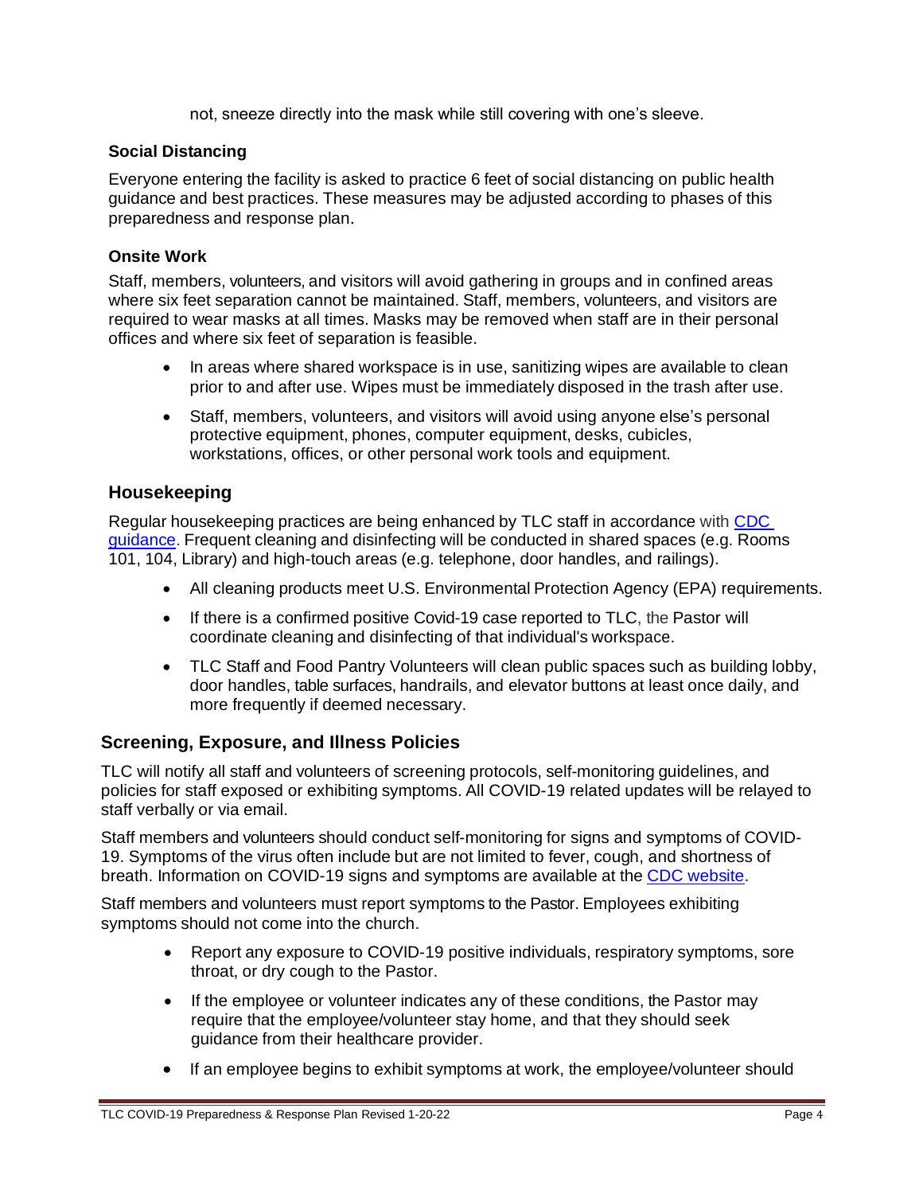not, sneeze directly into the mask while still covering with one's sleeve.

### Social Distancing

Everyone entering the facility is asked to practice 6 feet of social distancing on public health guidance and best practices. These measures may be adjusted according to phases of this preparedness and response plan.

### Onsite Work

Staff, members, volunteers, and visitors will avoid gathering in groups and in confined areas where six feet separation cannot be maintained. Staff, members, volunteers, and visitors are required to wear masks at all times. Masks may be removed when staff are in their personal offices and where six feet of separation is feasible.

- In areas where shared workspace is in use, sanitizing wipes are available to clean prior to and after use. Wipes must be immediately disposed in the trash after use.
- Staff, members, volunteers, and visitors will avoid using anyone else's personal protective equipment, phones, computer equipment, desks, cubicles, workstations, offices, or other personal work tools and equipment.

## Housekeeping

Regular housekeeping practices are being enhanced by TLC staff in accordance with [CDC guidance](). Frequent cleaning and disinfecting will be conducted in shared spaces (e.g. Rooms 101, 104, Library) and high-touch areas (e.g. telephone, door handles, and railings).

- All cleaning products meet U.S. Environmental Protection Agency (EPA) requirements.
- If there is a confirmed positive Covid-19 case reported to TLC, the Pastor will coordinate cleaning and disinfecting of that individual's workspace.
- TLC Staff and Food Pantry Volunteers will clean public spaces such as building lobby, door handles, table surfaces, handrails, and elevator buttons at least once daily, and more frequently if deemed necessary.

## Screening, Exposure, and Illness Policies

TLC will notify all staff and volunteers of screening protocols, self-monitoring guidelines, and policies for staff exposed or exhibiting symptoms. All COVID-19 related updates will be relayed to staff verbally or via email.

Staff members and volunteers should conduct self-monitoring for signs and symptoms of COVID-19. Symptoms of the virus often include but are not limited to fever, cough, and shortness of breath. Information on COVID-19 signs and symptoms are available at the [CDC website]().

Staff members and volunteers must report symptoms to the Pastor. Employees exhibiting symptoms should not come into the church.

- Report any exposure to COVID-19 positive individuals, respiratory symptoms, sore throat, or dry cough to the Pastor.
- If the employee or volunteer indicates any of these conditions, the Pastor may require that the employee/volunteer stay home, and that they should seek guidance from their healthcare provider.
- If an employee begins to exhibit symptoms at work, the employee/volunteer should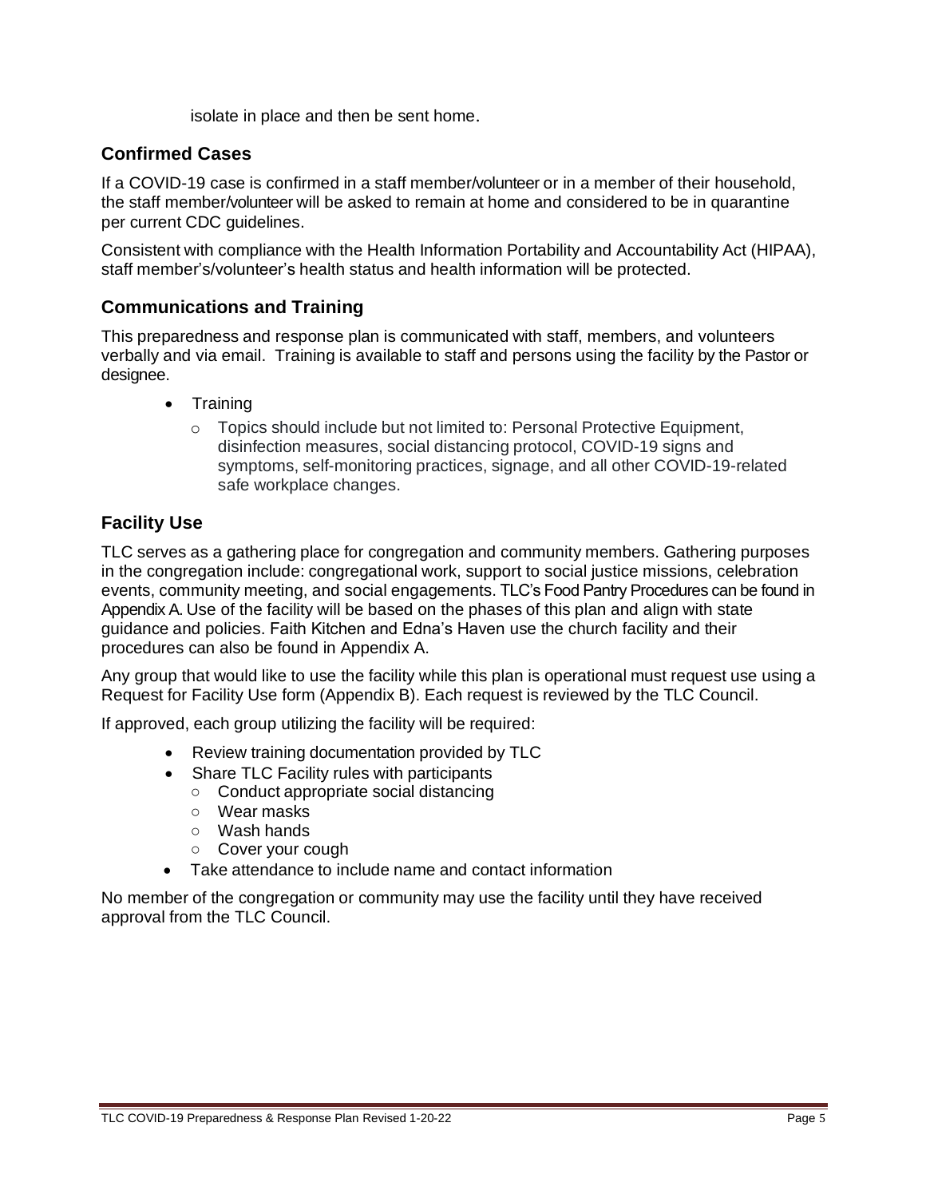isolate in place and then be sent home.

## Confirmed Cases

If a COVID-19 case is confirmed in a staff member/volunteer or in a member of their household, the staff member/volunteer will be asked to remain at home and considered to be in quarantine per current CDC guidelines.

Consistent with compliance with the Health Information Portability and Accountability Act (HIPAA), staff member's/volunteer's health status and health information will be protected.

## Communications and Training

This preparedness and response plan is communicated with staff, members, and volunteers verbally and via email. Training is available to staff and persons using the facility by the Pastor or designee.

- Training
  - Topics should include but not limited to: Personal Protective Equipment, disinfection measures, social distancing protocol, COVID-19 signs and symptoms, self-monitoring practices, signage, and all other COVID-19-related safe workplace changes.

## Facility Use

TLC serves as a gathering place for congregation and community members. Gathering purposes in the congregation include: congregational work, support to social justice missions, celebration events, community meeting, and social engagements. TLC's Food Pantry Procedures can be found in Appendix A. Use of the facility will be based on the phases of this plan and align with state guidance and policies. Faith Kitchen and Edna's Haven use the church facility and their procedures can also be found in Appendix A.

Any group that would like to use the facility while this plan is operational must request use using a Request for Facility Use form (Appendix B). Each request is reviewed by the TLC Council.

If approved, each group utilizing the facility will be required:

- Review training documentation provided by TLC
- Share TLC Facility rules with participants
  - Conduct appropriate social distancing
  - Wear masks
  - Wash hands
  - Cover your cough
- Take attendance to include name and contact information

No member of the congregation or community may use the facility until they have received approval from the TLC Council.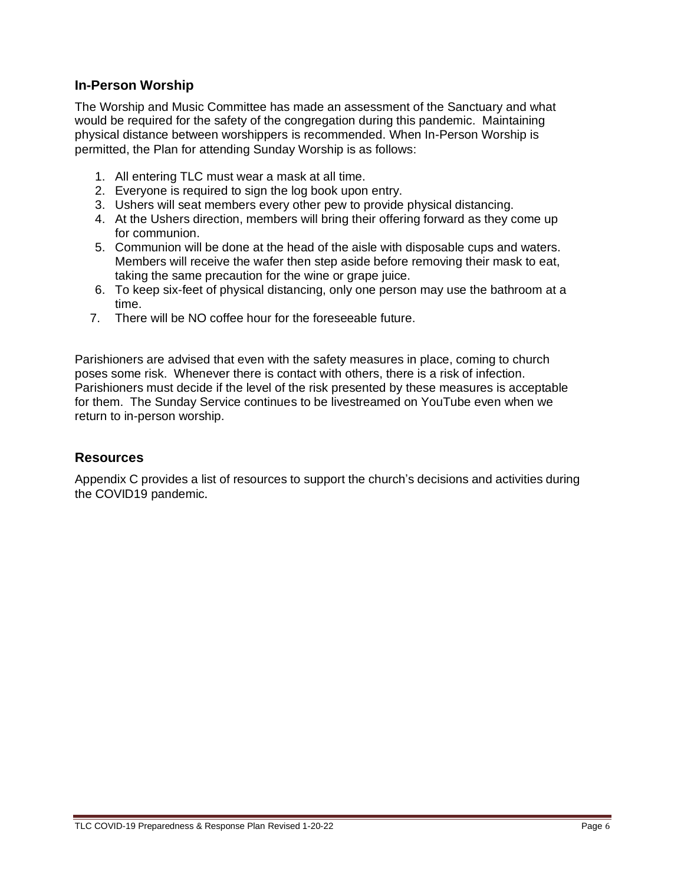## In-Person Worship

The Worship and Music Committee has made an assessment of the Sanctuary and what would be required for the safety of the congregation during this pandemic. Maintaining physical distance between worshippers is recommended. When In-Person Worship is permitted, the Plan for attending Sunday Worship is as follows:

1. All entering TLC must wear a mask at all time.
2. Everyone is required to sign the log book upon entry.
3. Ushers will seat members every other pew to provide physical distancing.
4. At the Ushers direction, members will bring their offering forward as they come up for communion.
5. Communion will be done at the head of the aisle with disposable cups and waters. Members will receive the wafer then step aside before removing their mask to eat, taking the same precaution for the wine or grape juice.
6. To keep six-feet of physical distancing, only one person may use the bathroom at a time.
7. There will be NO coffee hour for the foreseeable future.

Parishioners are advised that even with the safety measures in place, coming to church poses some risk. Whenever there is contact with others, there is a risk of infection. Parishioners must decide if the level of the risk presented by these measures is acceptable for them. The Sunday Service continues to be livestreamed on YouTube even when we return to in-person worship.

## Resources

Appendix C provides a list of resources to support the church's decisions and activities during the COVID19 pandemic.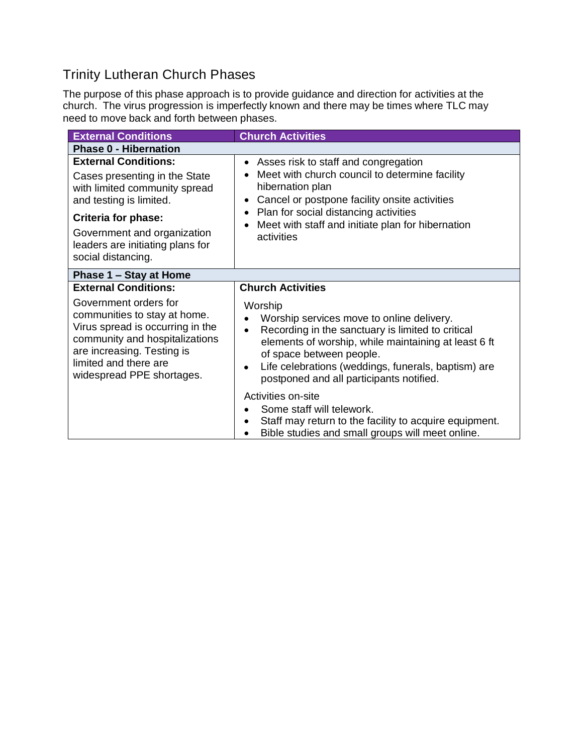## Trinity Lutheran Church Phases

The purpose of this phase approach is to provide guidance and direction for activities at the church. The virus progression is imperfectly known and there may be times where TLC may need to move back and forth between phases.

| External Conditions | Church Activities |
|---|---|
| **Phase 0 - Hibernation** | |
| **External Conditions:**<br>Cases presenting in the State with limited community spread and testing is limited.<br>**Criteria for phase:**<br>Government and organization leaders are initiating plans for social distancing. | • Asses risk to staff and congregation<br>• Meet with church council to determine facility hibernation plan<br>• Cancel or postpone facility onsite activities<br>• Plan for social distancing activities<br>• Meet with staff and initiate plan for hibernation activities |
| **Phase 1 – Stay at Home** | |
| **External Conditions:**<br>Government orders for communities to stay at home. Virus spread is occurring in the community and hospitalizations are increasing. Testing is limited and there are widespread PPE shortages. | **Church Activities**<br>Worship<br>• Worship services move to online delivery.<br>• Recording in the sanctuary is limited to critical elements of worship, while maintaining at least 6 ft of space between people.<br>• Life celebrations (weddings, funerals, baptism) are postponed and all participants notified.<br>Activities on-site<br>• Some staff will telework.<br>• Staff may return to the facility to acquire equipment.<br>• Bible studies and small groups will meet online. |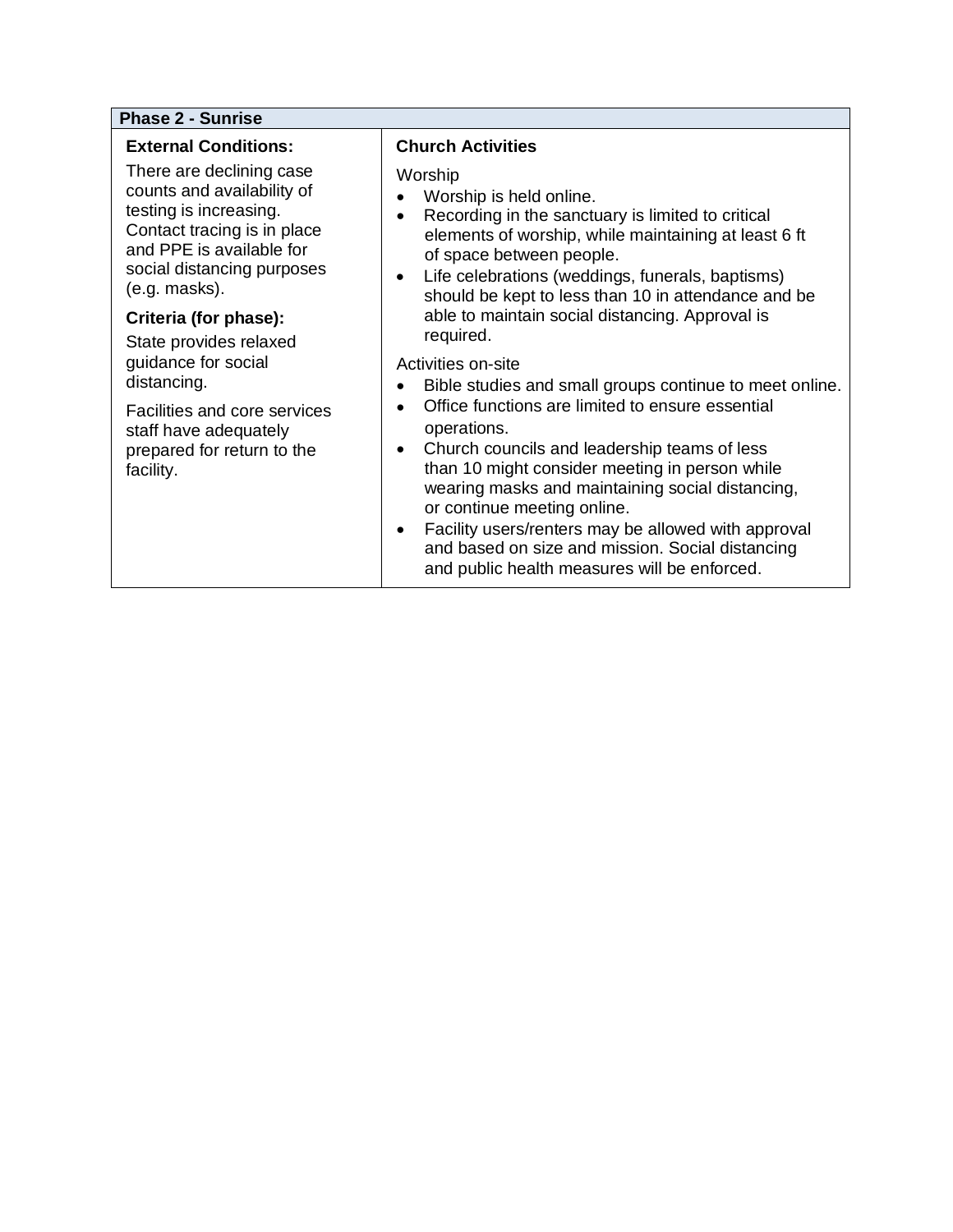| Phase 2 - Sunrise | |
|---|---|
| **External Conditions:**<br><br>There are declining case counts and availability of testing is increasing. Contact tracing is in place and PPE is available for social distancing purposes (e.g. masks).<br><br>**Criteria (for phase):**<br><br>State provides relaxed guidance for social distancing.<br><br>Facilities and core services staff have adequately prepared for return to the facility. | **Church Activities**<br><br>Worship<br>• Worship is held online.<br>• Recording in the sanctuary is limited to critical elements of worship, while maintaining at least 6 ft of space between people.<br>• Life celebrations (weddings, funerals, baptisms) should be kept to less than 10 in attendance and be able to maintain social distancing. Approval is required.<br><br>Activities on-site<br>• Bible studies and small groups continue to meet online.<br>• Office functions are limited to ensure essential operations.<br>• Church councils and leadership teams of less than 10 might consider meeting in person while wearing masks and maintaining social distancing, or continue meeting online.<br>• Facility users/renters may be allowed with approval and based on size and mission. Social distancing and public health measures will be enforced. |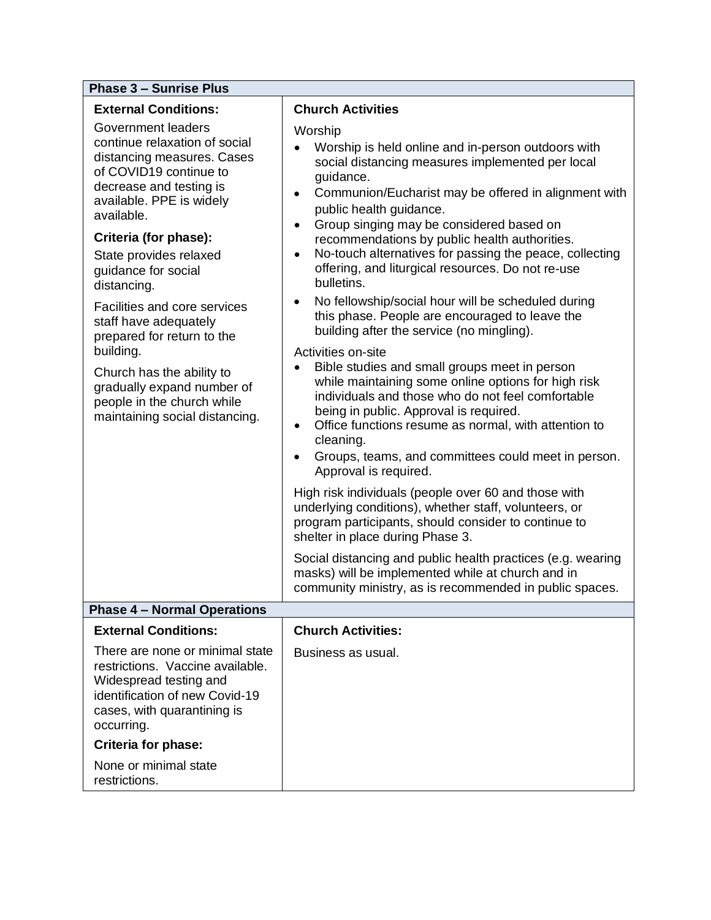| Phase 3 – Sunrise Plus | |
|---|---|
| **External Conditions:**<br><br>Government leaders continue relaxation of social distancing measures. Cases of COVID19 continue to decrease and testing is available. PPE is widely available.<br><br>**Criteria (for phase):**<br><br>State provides relaxed guidance for social distancing.<br><br>Facilities and core services staff have adequately prepared for return to the building.<br><br>Church has the ability to gradually expand number of people in the church while maintaining social distancing. | **Church Activities**<br><br>Worship<br>• Worship is held online and in-person outdoors with social distancing measures implemented per local guidance.<br>• Communion/Eucharist may be offered in alignment with public health guidance.<br>• Group singing may be considered based on recommendations by public health authorities.<br>• No-touch alternatives for passing the peace, collecting offering, and liturgical resources. Do not re-use bulletins.<br>• No fellowship/social hour will be scheduled during this phase. People are encouraged to leave the building after the service (no mingling).<br><br>Activities on-site<br>• Bible studies and small groups meet in person while maintaining some online options for high risk individuals and those who do not feel comfortable being in public. Approval is required.<br>• Office functions resume as normal, with attention to cleaning.<br>• Groups, teams, and committees could meet in person. Approval is required.<br><br>High risk individuals (people over 60 and those with underlying conditions), whether staff, volunteers, or program participants, should consider to continue to shelter in place during Phase 3.<br><br>Social distancing and public health practices (e.g. wearing masks) will be implemented while at church and in community ministry, as is recommended in public spaces. |
| **Phase 4 – Normal Operations** | |
| **External Conditions:**<br><br>There are none or minimal state restrictions. Vaccine available. Widespread testing and identification of new Covid-19 cases, with quarantining is occurring.<br><br>**Criteria for phase:**<br><br>None or minimal state restrictions. | **Church Activities:**<br><br>Business as usual. |